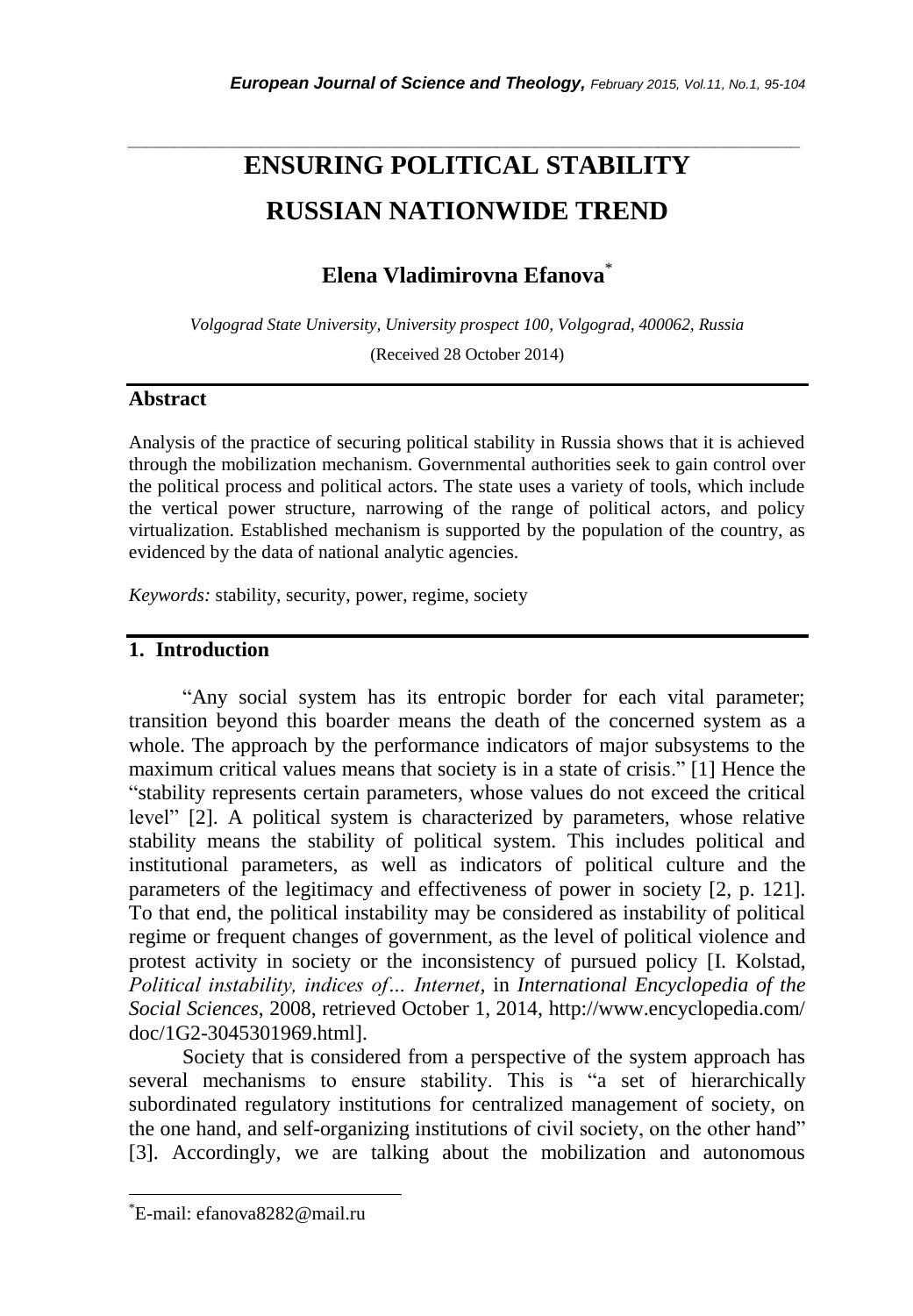# ENSURING POLITICAL STABILITY RUSSIAN NATIONWIDE TREND

## Elena Vladimirovna Efanova*

*Volgograd State University, University prospect 100, Volgograd, 400062, Russia*

(Received 28 October 2014)

## Abstract

Analysis of the practice of securing political stability in Russia shows that it is achieved through the mobilization mechanism. Governmental authorities seek to gain control over the political process and political actors. The state uses a variety of tools, which include the vertical power structure, narrowing of the range of political actors, and policy virtualization. Established mechanism is supported by the population of the country, as evidenced by the data of national analytic agencies.

*Keywords:* stability, security, power, regime, society

## 1. Introduction

"Any social system has its entropic border for each vital parameter; transition beyond this boarder means the death of the concerned system as a whole. The approach by the performance indicators of major subsystems to the maximum critical values means that society is in a state of crisis." [1] Hence the "stability represents certain parameters, whose values do not exceed the critical level" [2]. A political system is characterized by parameters, whose relative stability means the stability of political system. This includes political and institutional parameters, as well as indicators of political culture and the parameters of the legitimacy and effectiveness of power in society [2, p. 121]. To that end, the political instability may be considered as instability of political regime or frequent changes of government, as the level of political violence and protest activity in society or the inconsistency of pursued policy [I. Kolstad, *Political instability, indices of... Internet*, in *International Encyclopedia of the Social Sciences*, 2008, retrieved October 1, 2014, http://www.encyclopedia.com/doc/1G2-3045301969.html].

Society that is considered from a perspective of the system approach has several mechanisms to ensure stability. This is "a set of hierarchically subordinated regulatory institutions for centralized management of society, on the one hand, and self-organizing institutions of civil society, on the other hand" [3]. Accordingly, we are talking about the mobilization and autonomous

*E-mail: efanova8282@mail.ru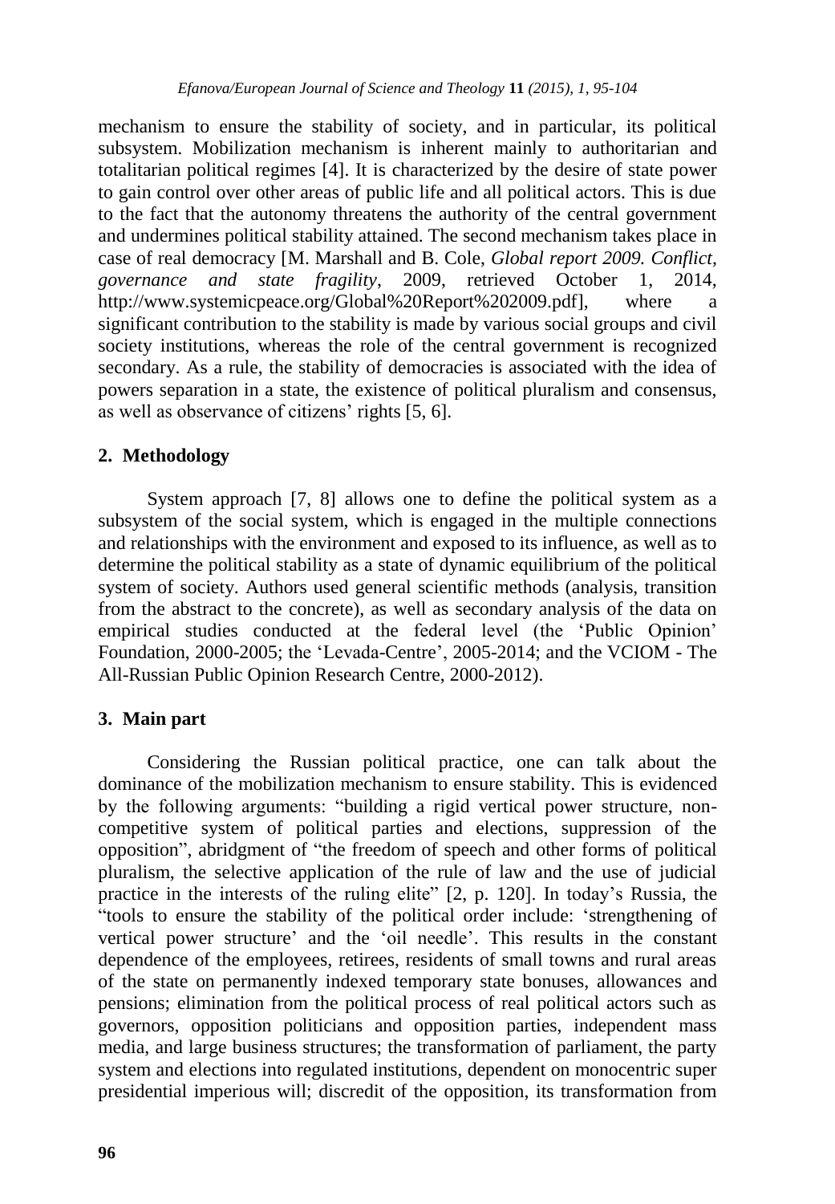mechanism to ensure the stability of society, and in particular, its political subsystem. Mobilization mechanism is inherent mainly to authoritarian and totalitarian political regimes [4]. It is characterized by the desire of state power to gain control over other areas of public life and all political actors. This is due to the fact that the autonomy threatens the authority of the central government and undermines political stability attained. The second mechanism takes place in case of real democracy [M. Marshall and B. Cole, *Global report 2009. Conflict, governance and state fragility*, 2009, retrieved October 1, 2014, http://www.systemicpeace.org/Global%20Report%202009.pdf], where a significant contribution to the stability is made by various social groups and civil society institutions, whereas the role of the central government is recognized secondary. As a rule, the stability of democracies is associated with the idea of powers separation in a state, the existence of political pluralism and consensus, as well as observance of citizens' rights [5, 6].

## 2. Methodology

System approach [7, 8] allows one to define the political system as a subsystem of the social system, which is engaged in the multiple connections and relationships with the environment and exposed to its influence, as well as to determine the political stability as a state of dynamic equilibrium of the political system of society. Authors used general scientific methods (analysis, transition from the abstract to the concrete), as well as secondary analysis of the data on empirical studies conducted at the federal level (the 'Public Opinion' Foundation, 2000-2005; the 'Levada-Centre', 2005-2014; and the VCIOM - The All-Russian Public Opinion Research Centre, 2000-2012).

## 3. Main part

Considering the Russian political practice, one can talk about the dominance of the mobilization mechanism to ensure stability. This is evidenced by the following arguments: "building a rigid vertical power structure, non-competitive system of political parties and elections, suppression of the opposition", abridgment of "the freedom of speech and other forms of political pluralism, the selective application of the rule of law and the use of judicial practice in the interests of the ruling elite" [2, p. 120]. In today's Russia, the "tools to ensure the stability of the political order include: 'strengthening of vertical power structure' and the 'oil needle'. This results in the constant dependence of the employees, retirees, residents of small towns and rural areas of the state on permanently indexed temporary state bonuses, allowances and pensions; elimination from the political process of real political actors such as governors, opposition politicians and opposition parties, independent mass media, and large business structures; the transformation of parliament, the party system and elections into regulated institutions, dependent on monocentric super presidential imperious will; discredit of the opposition, its transformation from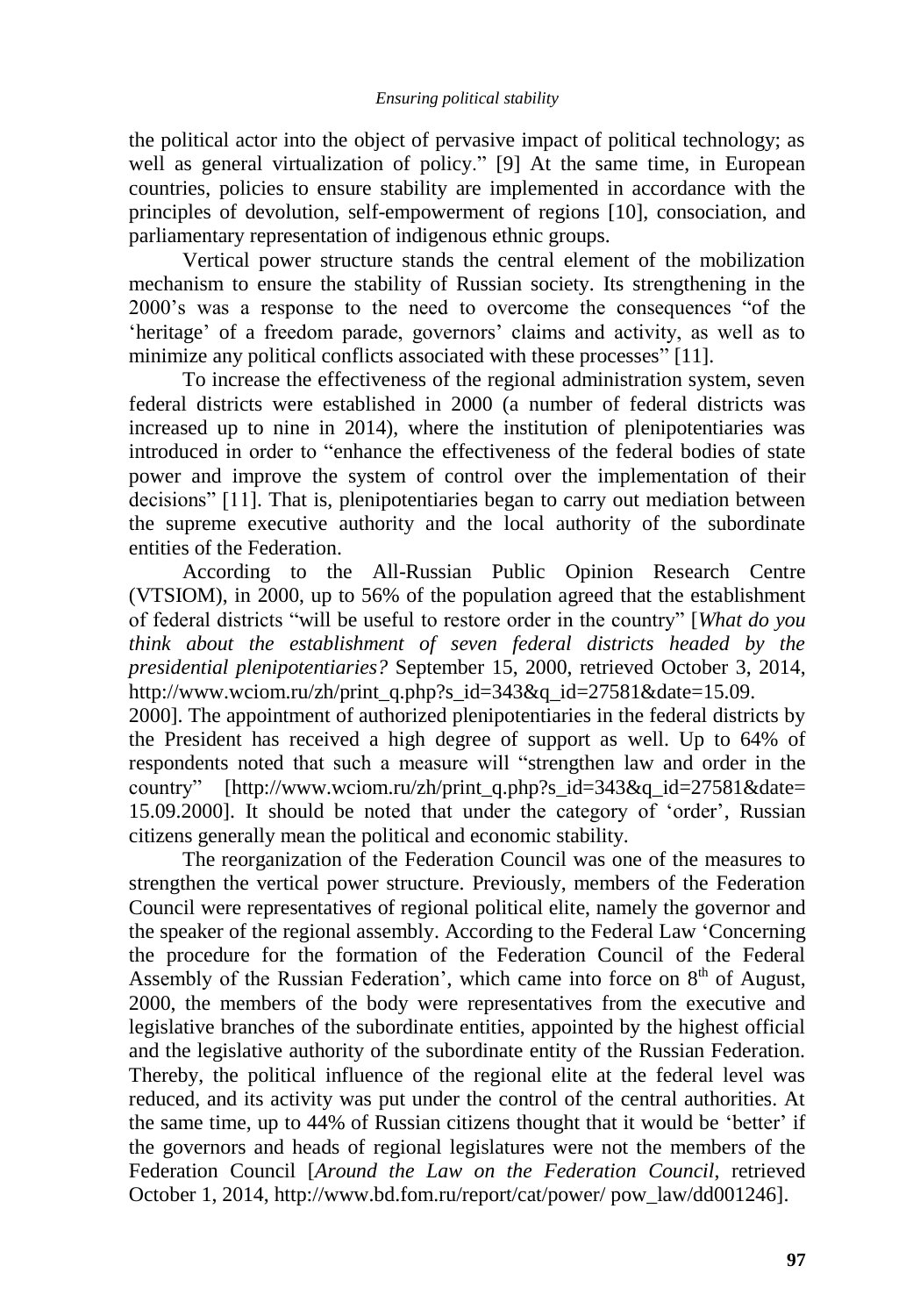the political actor into the object of pervasive impact of political technology; as well as general virtualization of policy." [9] At the same time, in European countries, policies to ensure stability are implemented in accordance with the principles of devolution, self-empowerment of regions [10], consociation, and parliamentary representation of indigenous ethnic groups.

Vertical power structure stands the central element of the mobilization mechanism to ensure the stability of Russian society. Its strengthening in the 2000's was a response to the need to overcome the consequences "of the 'heritage' of a freedom parade, governors' claims and activity, as well as to minimize any political conflicts associated with these processes" [11].

To increase the effectiveness of the regional administration system, seven federal districts were established in 2000 (a number of federal districts was increased up to nine in 2014), where the institution of plenipotentiaries was introduced in order to "enhance the effectiveness of the federal bodies of state power and improve the system of control over the implementation of their decisions" [11]. That is, plenipotentiaries began to carry out mediation between the supreme executive authority and the local authority of the subordinate entities of the Federation.

According to the All-Russian Public Opinion Research Centre (VTSIOM), in 2000, up to 56% of the population agreed that the establishment of federal districts "will be useful to restore order in the country" [*What do you think about the establishment of seven federal districts headed by the presidential plenipotentiaries?* September 15, 2000, retrieved October 3, 2014, http://www.wciom.ru/zh/print_q.php?s_id=343&q_id=27581&date=15.09.2000]. The appointment of authorized plenipotentiaries in the federal districts by the President has received a high degree of support as well. Up to 64% of respondents noted that such a measure will "strengthen law and order in the country" [http://www.wciom.ru/zh/print_q.php?s_id=343&q_id=27581&date=15.09.2000]. It should be noted that under the category of 'order', Russian citizens generally mean the political and economic stability.

The reorganization of the Federation Council was one of the measures to strengthen the vertical power structure. Previously, members of the Federation Council were representatives of regional political elite, namely the governor and the speaker of the regional assembly. According to the Federal Law 'Concerning the procedure for the formation of the Federation Council of the Federal Assembly of the Russian Federation', which came into force on 8th of August, 2000, the members of the body were representatives from the executive and legislative branches of the subordinate entities, appointed by the highest official and the legislative authority of the subordinate entity of the Russian Federation. Thereby, the political influence of the regional elite at the federal level was reduced, and its activity was put under the control of the central authorities. At the same time, up to 44% of Russian citizens thought that it would be 'better' if the governors and heads of regional legislatures were not the members of the Federation Council [*Around the Law on the Federation Council*, retrieved October 1, 2014, http://www.bd.fom.ru/report/cat/power/ pow_law/dd001246].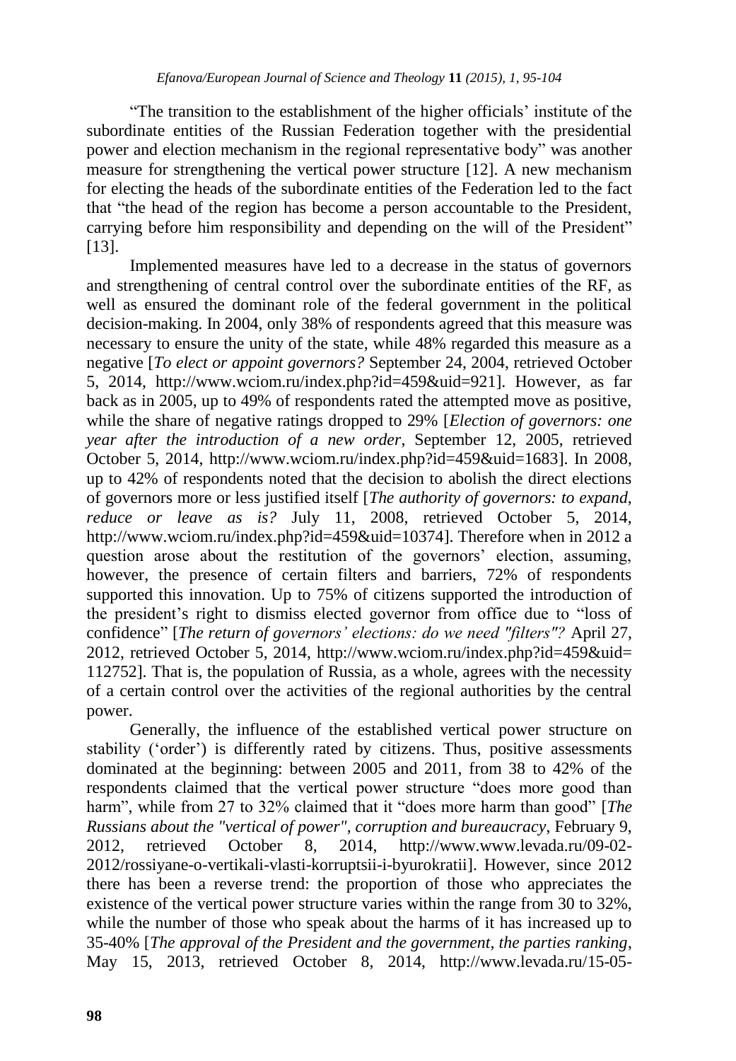"The transition to the establishment of the higher officials' institute of the subordinate entities of the Russian Federation together with the presidential power and election mechanism in the regional representative body" was another measure for strengthening the vertical power structure [12]. A new mechanism for electing the heads of the subordinate entities of the Federation led to the fact that "the head of the region has become a person accountable to the President, carrying before him responsibility and depending on the will of the President" [13].

Implemented measures have led to a decrease in the status of governors and strengthening of central control over the subordinate entities of the RF, as well as ensured the dominant role of the federal government in the political decision-making. In 2004, only 38% of respondents agreed that this measure was necessary to ensure the unity of the state, while 48% regarded this measure as a negative [*To elect or appoint governors?* September 24, 2004, retrieved October 5, 2014, http://www.wciom.ru/index.php?id=459&uid=921]. However, as far back as in 2005, up to 49% of respondents rated the attempted move as positive, while the share of negative ratings dropped to 29% [*Election of governors: one year after the introduction of a new order*, September 12, 2005, retrieved October 5, 2014, http://www.wciom.ru/index.php?id=459&uid=1683]. In 2008, up to 42% of respondents noted that the decision to abolish the direct elections of governors more or less justified itself [*The authority of governors: to expand, reduce or leave as is?* July 11, 2008, retrieved October 5, 2014, http://www.wciom.ru/index.php?id=459&uid=10374]. Therefore when in 2012 a question arose about the restitution of the governors' election, assuming, however, the presence of certain filters and barriers, 72% of respondents supported this innovation. Up to 75% of citizens supported the introduction of the president's right to dismiss elected governor from office due to "loss of confidence" [*The return of governors' elections: do we need "filters"?* April 27, 2012, retrieved October 5, 2014, http://www.wciom.ru/index.php?id=459&uid=112752]. That is, the population of Russia, as a whole, agrees with the necessity of a certain control over the activities of the regional authorities by the central power.

Generally, the influence of the established vertical power structure on stability ('order') is differently rated by citizens. Thus, positive assessments dominated at the beginning: between 2005 and 2011, from 38 to 42% of the respondents claimed that the vertical power structure "does more good than harm", while from 27 to 32% claimed that it "does more harm than good" [*The Russians about the "vertical of power", corruption and bureaucracy*, February 9, 2012, retrieved October 8, 2014, http://www.www.levada.ru/09-02-2012/rossiyane-o-vertikali-vlasti-korruptsii-i-byurokratii]. However, since 2012 there has been a reverse trend: the proportion of those who appreciates the existence of the vertical power structure varies within the range from 30 to 32%, while the number of those who speak about the harms of it has increased up to 35-40% [*The approval of the President and the government, the parties ranking*, May 15, 2013, retrieved October 8, 2014, http://www.levada.ru/15-05-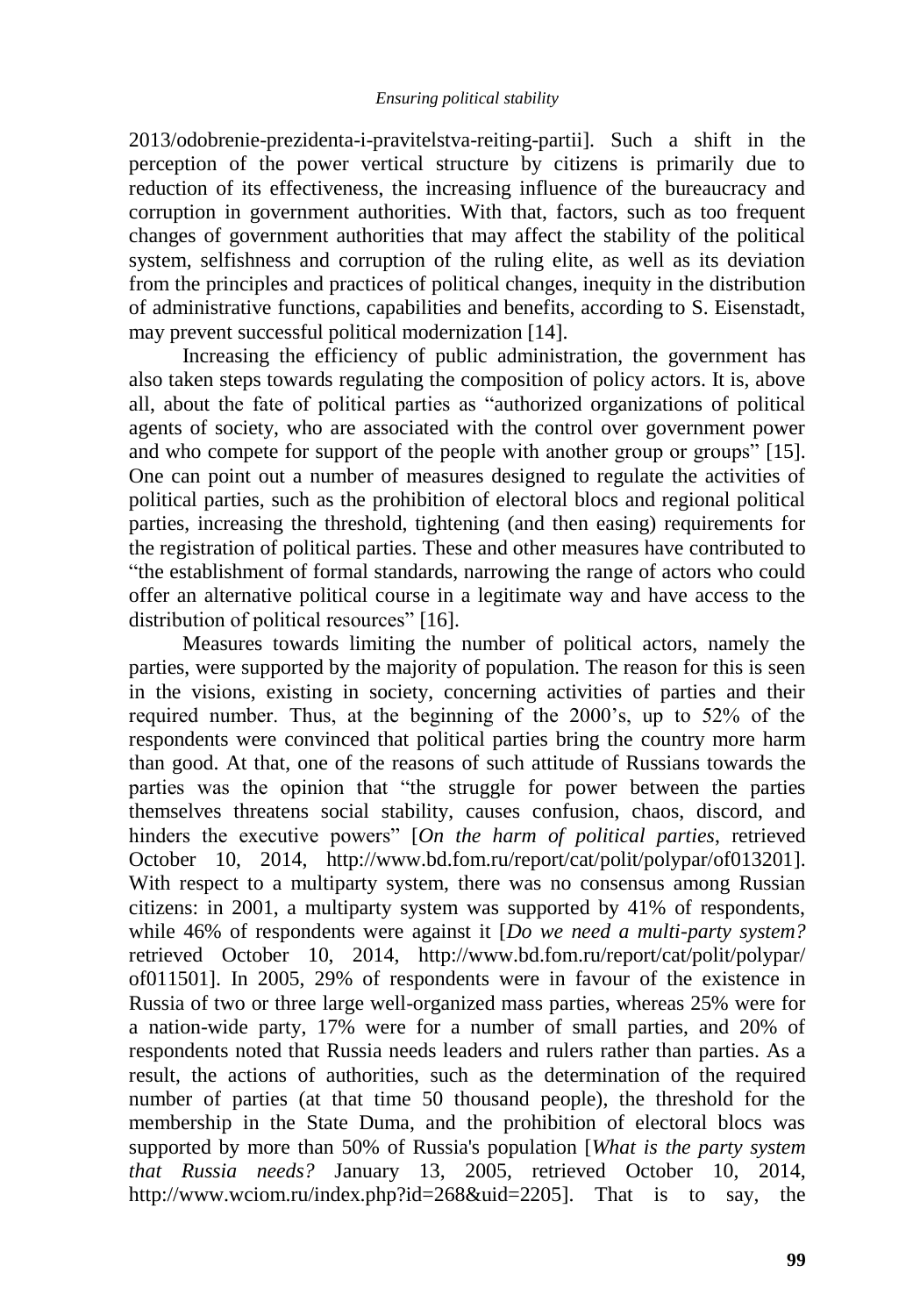2013/odobrenie-prezidenta-i-pravitelstva-reiting-partii]. Such a shift in the perception of the power vertical structure by citizens is primarily due to reduction of its effectiveness, the increasing influence of the bureaucracy and corruption in government authorities. With that, factors, such as too frequent changes of government authorities that may affect the stability of the political system, selfishness and corruption of the ruling elite, as well as its deviation from the principles and practices of political changes, inequity in the distribution of administrative functions, capabilities and benefits, according to S. Eisenstadt, may prevent successful political modernization [14].

Increasing the efficiency of public administration, the government has also taken steps towards regulating the composition of policy actors. It is, above all, about the fate of political parties as "authorized organizations of political agents of society, who are associated with the control over government power and who compete for support of the people with another group or groups" [15]. One can point out a number of measures designed to regulate the activities of political parties, such as the prohibition of electoral blocs and regional political parties, increasing the threshold, tightening (and then easing) requirements for the registration of political parties. These and other measures have contributed to "the establishment of formal standards, narrowing the range of actors who could offer an alternative political course in a legitimate way and have access to the distribution of political resources" [16].

Measures towards limiting the number of political actors, namely the parties, were supported by the majority of population. The reason for this is seen in the visions, existing in society, concerning activities of parties and their required number. Thus, at the beginning of the 2000's, up to 52% of the respondents were convinced that political parties bring the country more harm than good. At that, one of the reasons of such attitude of Russians towards the parties was the opinion that "the struggle for power between the parties themselves threatens social stability, causes confusion, chaos, discord, and hinders the executive powers" [*On the harm of political parties*, retrieved October 10, 2014, http://www.bd.fom.ru/report/cat/polit/polypar/of013201]. With respect to a multiparty system, there was no consensus among Russian citizens: in 2001, a multiparty system was supported by 41% of respondents, while 46% of respondents were against it [*Do we need a multi-party system?* retrieved October 10, 2014, http://www.bd.fom.ru/report/cat/polit/polypar/of011501]. In 2005, 29% of respondents were in favour of the existence in Russia of two or three large well-organized mass parties, whereas 25% were for a nation-wide party, 17% were for a number of small parties, and 20% of respondents noted that Russia needs leaders and rulers rather than parties. As a result, the actions of authorities, such as the determination of the required number of parties (at that time 50 thousand people), the threshold for the membership in the State Duma, and the prohibition of electoral blocs was supported by more than 50% of Russia's population [*What is the party system that Russia needs?* January 13, 2005, retrieved October 10, 2014, http://www.wciom.ru/index.php?id=268&uid=2205]. That is to say, the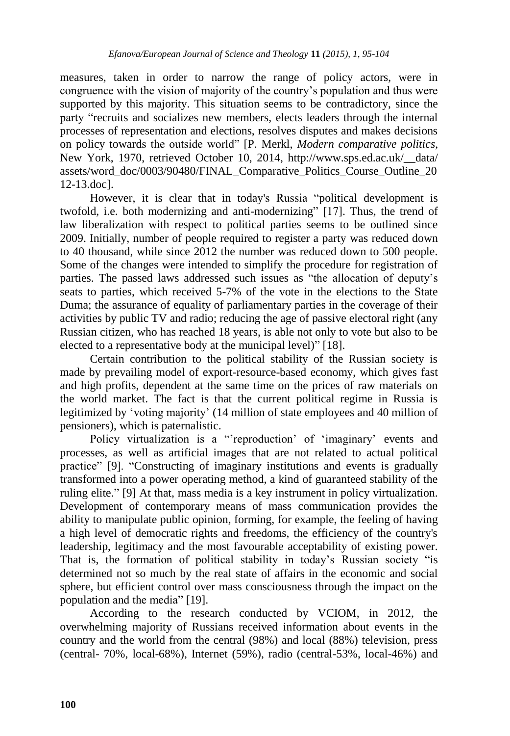measures, taken in order to narrow the range of policy actors, were in congruence with the vision of majority of the country's population and thus were supported by this majority. This situation seems to be contradictory, since the party "recruits and socializes new members, elects leaders through the internal processes of representation and elections, resolves disputes and makes decisions on policy towards the outside world" [P. Merkl, *Modern comparative politics*, New York, 1970, retrieved October 10, 2014, http://www.sps.ed.ac.uk/__data/assets/word_doc/0003/90480/FINAL_Comparative_Politics_Course_Outline_2012-13.doc].

However, it is clear that in today's Russia "political development is twofold, i.e. both modernizing and anti-modernizing" [17]. Thus, the trend of law liberalization with respect to political parties seems to be outlined since 2009. Initially, number of people required to register a party was reduced down to 40 thousand, while since 2012 the number was reduced down to 500 people. Some of the changes were intended to simplify the procedure for registration of parties. The passed laws addressed such issues as "the allocation of deputy's seats to parties, which received 5-7% of the vote in the elections to the State Duma; the assurance of equality of parliamentary parties in the coverage of their activities by public TV and radio; reducing the age of passive electoral right (any Russian citizen, who has reached 18 years, is able not only to vote but also to be elected to a representative body at the municipal level)" [18].

Certain contribution to the political stability of the Russian society is made by prevailing model of export-resource-based economy, which gives fast and high profits, dependent at the same time on the prices of raw materials on the world market. The fact is that the current political regime in Russia is legitimized by 'voting majority' (14 million of state employees and 40 million of pensioners), which is paternalistic.

Policy virtualization is a "'reproduction' of 'imaginary' events and processes, as well as artificial images that are not related to actual political practice" [9]. "Constructing of imaginary institutions and events is gradually transformed into a power operating method, a kind of guaranteed stability of the ruling elite." [9] At that, mass media is a key instrument in policy virtualization. Development of contemporary means of mass communication provides the ability to manipulate public opinion, forming, for example, the feeling of having a high level of democratic rights and freedoms, the efficiency of the country's leadership, legitimacy and the most favourable acceptability of existing power. That is, the formation of political stability in today's Russian society "is determined not so much by the real state of affairs in the economic and social sphere, but efficient control over mass consciousness through the impact on the population and the media" [19].

According to the research conducted by VCIOM, in 2012, the overwhelming majority of Russians received information about events in the country and the world from the central (98%) and local (88%) television, press (central- 70%, local-68%), Internet (59%), radio (central-53%, local-46%) and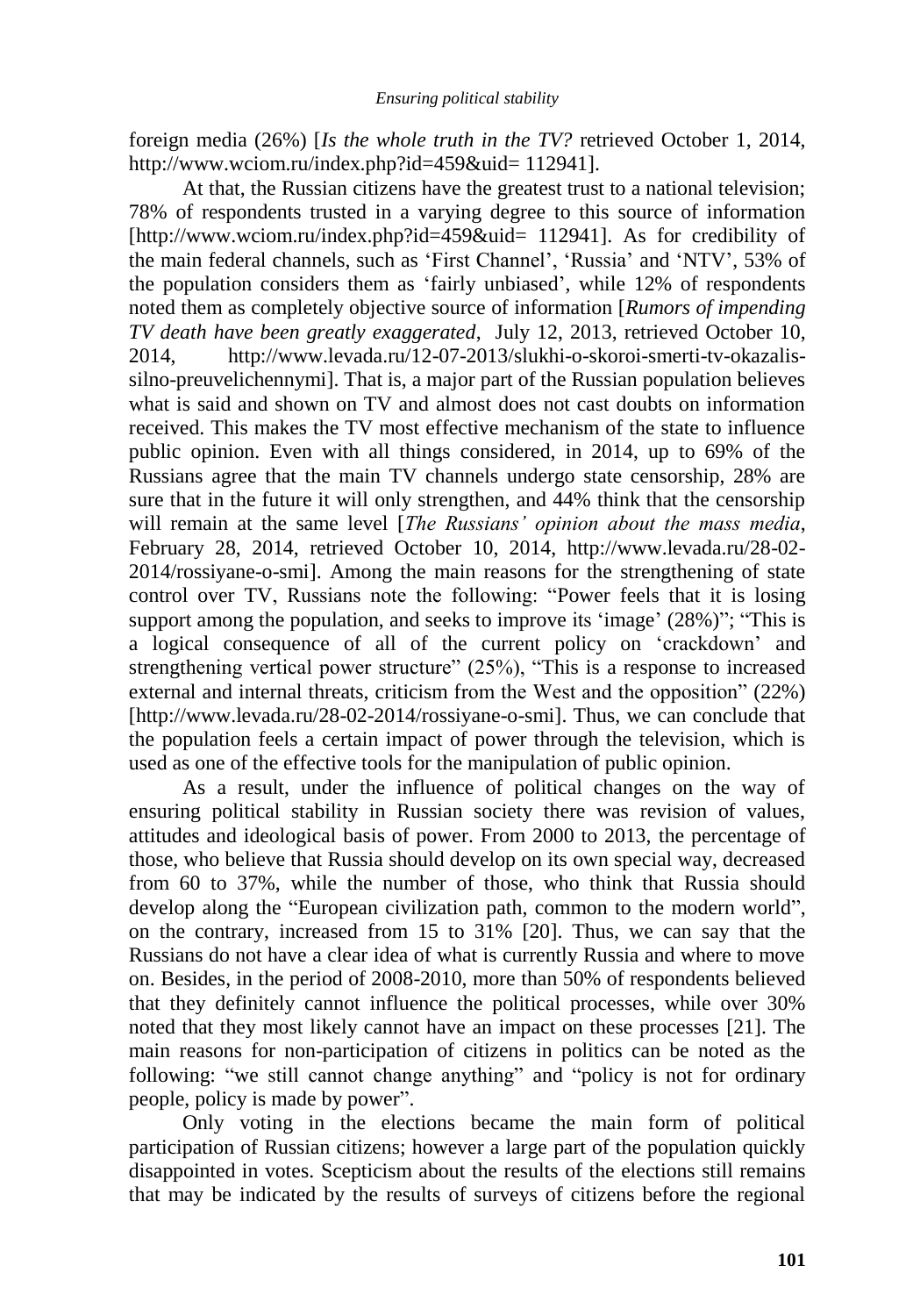foreign media (26%) [*Is the whole truth in the TV?* retrieved October 1, 2014, http://www.wciom.ru/index.php?id=459&uid= 112941].

At that, the Russian citizens have the greatest trust to a national television; 78% of respondents trusted in a varying degree to this source of information [http://www.wciom.ru/index.php?id=459&uid= 112941]. As for credibility of the main federal channels, such as 'First Channel', 'Russia' and 'NTV', 53% of the population considers them as 'fairly unbiased', while 12% of respondents noted them as completely objective source of information [*Rumors of impending TV death have been greatly exaggerated*, July 12, 2013, retrieved October 10, 2014, http://www.levada.ru/12-07-2013/slukhi-o-skoroi-smerti-tv-okazalis-silno-preuvelichennymi]. That is, a major part of the Russian population believes what is said and shown on TV and almost does not cast doubts on information received. This makes the TV most effective mechanism of the state to influence public opinion. Even with all things considered, in 2014, up to 69% of the Russians agree that the main TV channels undergo state censorship, 28% are sure that in the future it will only strengthen, and 44% think that the censorship will remain at the same level [*The Russians' opinion about the mass media*, February 28, 2014, retrieved October 10, 2014, http://www.levada.ru/28-02-2014/rossiyane-o-smi]. Among the main reasons for the strengthening of state control over TV, Russians note the following: "Power feels that it is losing support among the population, and seeks to improve its 'image' (28%)"; "This is a logical consequence of all of the current policy on 'crackdown' and strengthening vertical power structure" (25%), "This is a response to increased external and internal threats, criticism from the West and the opposition" (22%) [http://www.levada.ru/28-02-2014/rossiyane-o-smi]. Thus, we can conclude that the population feels a certain impact of power through the television, which is used as one of the effective tools for the manipulation of public opinion.

As a result, under the influence of political changes on the way of ensuring political stability in Russian society there was revision of values, attitudes and ideological basis of power. From 2000 to 2013, the percentage of those, who believe that Russia should develop on its own special way, decreased from 60 to 37%, while the number of those, who think that Russia should develop along the "European civilization path, common to the modern world", on the contrary, increased from 15 to 31% [20]. Thus, we can say that the Russians do not have a clear idea of what is currently Russia and where to move on. Besides, in the period of 2008-2010, more than 50% of respondents believed that they definitely cannot influence the political processes, while over 30% noted that they most likely cannot have an impact on these processes [21]. The main reasons for non-participation of citizens in politics can be noted as the following: "we still cannot change anything" and "policy is not for ordinary people, policy is made by power".

Only voting in the elections became the main form of political participation of Russian citizens; however a large part of the population quickly disappointed in votes. Scepticism about the results of the elections still remains that may be indicated by the results of surveys of citizens before the regional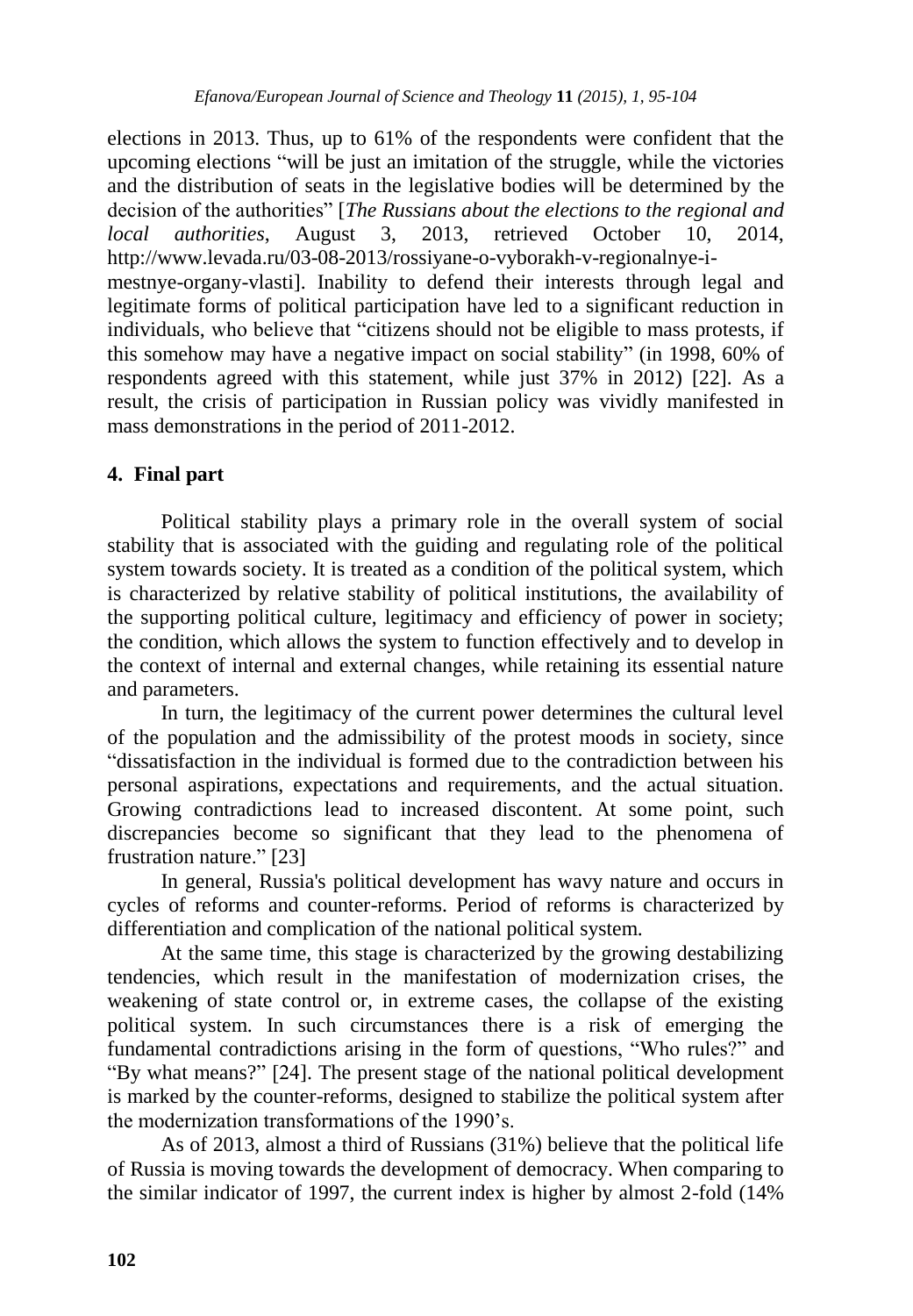elections in 2013. Thus, up to 61% of the respondents were confident that the upcoming elections "will be just an imitation of the struggle, while the victories and the distribution of seats in the legislative bodies will be determined by the decision of the authorities" [*The Russians about the elections to the regional and local authorities*, August 3, 2013, retrieved October 10, 2014, http://www.levada.ru/03-08-2013/rossiyane-o-vyborakh-v-regionalnye-i-mestnye-organy-vlasti]. Inability to defend their interests through legal and legitimate forms of political participation have led to a significant reduction in individuals, who believe that "citizens should not be eligible to mass protests, if this somehow may have a negative impact on social stability" (in 1998, 60% of respondents agreed with this statement, while just 37% in 2012) [22]. As a result, the crisis of participation in Russian policy was vividly manifested in mass demonstrations in the period of 2011-2012.

## 4. Final part

Political stability plays a primary role in the overall system of social stability that is associated with the guiding and regulating role of the political system towards society. It is treated as a condition of the political system, which is characterized by relative stability of political institutions, the availability of the supporting political culture, legitimacy and efficiency of power in society; the condition, which allows the system to function effectively and to develop in the context of internal and external changes, while retaining its essential nature and parameters.

In turn, the legitimacy of the current power determines the cultural level of the population and the admissibility of the protest moods in society, since "dissatisfaction in the individual is formed due to the contradiction between his personal aspirations, expectations and requirements, and the actual situation. Growing contradictions lead to increased discontent. At some point, such discrepancies become so significant that they lead to the phenomena of frustration nature." [23]

In general, Russia's political development has wavy nature and occurs in cycles of reforms and counter-reforms. Period of reforms is characterized by differentiation and complication of the national political system.

At the same time, this stage is characterized by the growing destabilizing tendencies, which result in the manifestation of modernization crises, the weakening of state control or, in extreme cases, the collapse of the existing political system. In such circumstances there is a risk of emerging the fundamental contradictions arising in the form of questions, "Who rules?" and "By what means?" [24]. The present stage of the national political development is marked by the counter-reforms, designed to stabilize the political system after the modernization transformations of the 1990's.

As of 2013, almost a third of Russians (31%) believe that the political life of Russia is moving towards the development of democracy. When comparing to the similar indicator of 1997, the current index is higher by almost 2-fold (14%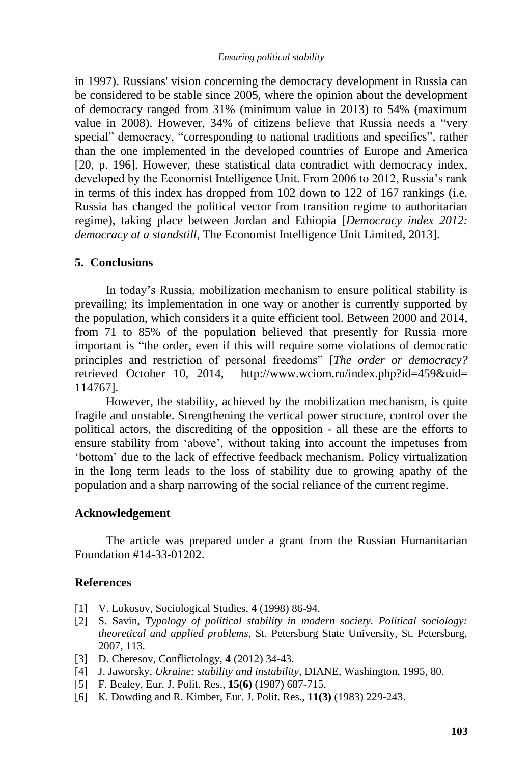in 1997). Russians' vision concerning the democracy development in Russia can be considered to be stable since 2005, where the opinion about the development of democracy ranged from 31% (minimum value in 2013) to 54% (maximum value in 2008). However, 34% of citizens believe that Russia needs a "very special" democracy, "corresponding to national traditions and specifics", rather than the one implemented in the developed countries of Europe and America [20, p. 196]. However, these statistical data contradict with democracy index, developed by the Economist Intelligence Unit. From 2006 to 2012, Russia's rank in terms of this index has dropped from 102 down to 122 of 167 rankings (i.e. Russia has changed the political vector from transition regime to authoritarian regime), taking place between Jordan and Ethiopia [*Democracy index 2012: democracy at a standstill*, The Economist Intelligence Unit Limited, 2013].

## 5. Conclusions

In today's Russia, mobilization mechanism to ensure political stability is prevailing; its implementation in one way or another is currently supported by the population, which considers it a quite efficient tool. Between 2000 and 2014, from 71 to 85% of the population believed that presently for Russia more important is "the order, even if this will require some violations of democratic principles and restriction of personal freedoms" [*The order or democracy?* retrieved October 10, 2014, http://www.wciom.ru/index.php?id=459&uid=114767].

However, the stability, achieved by the mobilization mechanism, is quite fragile and unstable. Strengthening the vertical power structure, control over the political actors, the discrediting of the opposition - all these are the efforts to ensure stability from 'above', without taking into account the impetuses from 'bottom' due to the lack of effective feedback mechanism. Policy virtualization in the long term leads to the loss of stability due to growing apathy of the population and a sharp narrowing of the social reliance of the current regime.

## Acknowledgement

The article was prepared under a grant from the Russian Humanitarian Foundation #14-33-01202.

## References

[1] V. Lokosov, Sociological Studies, **4** (1998) 86-94.

[2] S. Savin, *Typology of political stability in modern society. Political sociology: theoretical and applied problems*, St. Petersburg State University, St. Petersburg, 2007, 113.

[3] D. Cheresov, Conflictology, **4** (2012) 34-43.

[4] J. Jaworsky, *Ukraine: stability and instability*, DIANE, Washington, 1995, 80.

[5] F. Bealey, Eur. J. Polit. Res., **15(6)** (1987) 687-715.

[6] K. Dowding and R. Kimber, Eur. J. Polit. Res., **11(3)** (1983) 229-243.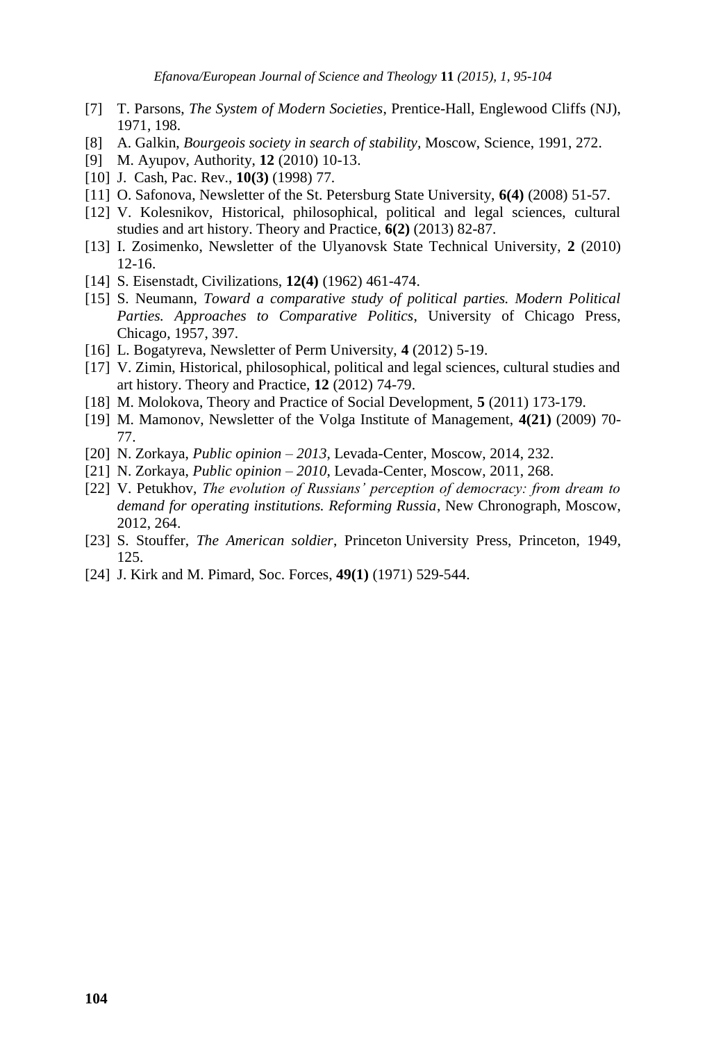[7] T. Parsons, *The System of Modern Societies*, Prentice-Hall, Englewood Cliffs (NJ), 1971, 198.

[8] A. Galkin, *Bourgeois society in search of stability*, Moscow, Science, 1991, 272.

[9] M. Ayupov, Authority, **12** (2010) 10-13.

[10] J. Cash, Pac. Rev., **10(3)** (1998) 77.

[11] O. Safonova, Newsletter of the St. Petersburg State University, **6(4)** (2008) 51-57.

[12] V. Kolesnikov, Historical, philosophical, political and legal sciences, cultural studies and art history. Theory and Practice, **6(2)** (2013) 82-87.

[13] I. Zosimenko, Newsletter of the Ulyanovsk State Technical University, **2** (2010) 12-16.

[14] S. Eisenstadt, Civilizations, **12(4)** (1962) 461-474.

[15] S. Neumann, *Toward a comparative study of political parties. Modern Political Parties. Approaches to Comparative Politics*, University of Chicago Press, Chicago, 1957, 397.

[16] L. Bogatyreva, Newsletter of Perm University, **4** (2012) 5-19.

[17] V. Zimin, Historical, philosophical, political and legal sciences, cultural studies and art history. Theory and Practice, **12** (2012) 74-79.

[18] M. Molokova, Theory and Practice of Social Development, **5** (2011) 173-179.

[19] M. Mamonov, Newsletter of the Volga Institute of Management, **4(21)** (2009) 70-77.

[20] N. Zorkaya, *Public opinion – 2013*, Levada-Center, Moscow, 2014, 232.

[21] N. Zorkaya, *Public opinion – 2010*, Levada-Center, Moscow, 2011, 268.

[22] V. Petukhov, *The evolution of Russians' perception of democracy: from dream to demand for operating institutions. Reforming Russia*, New Chronograph, Moscow, 2012, 264.

[23] S. Stouffer, *The American soldier*, Princeton University Press, Princeton, 1949, 125.

[24] J. Kirk and M. Pimard, Soc. Forces, **49(1)** (1971) 529-544.